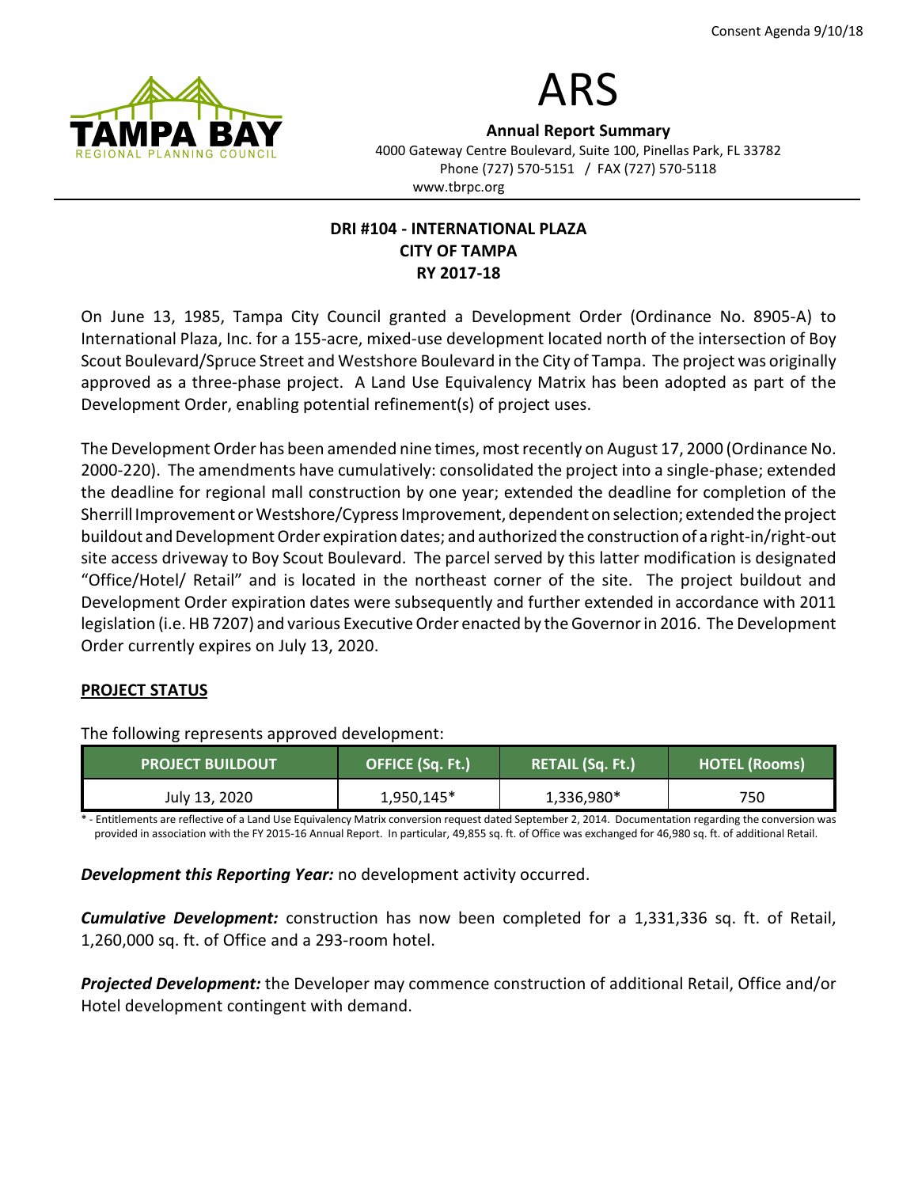Consent Agenda 9/10/18

# ARS

**Annual Report Summary**

4000 Gateway Centre Boulevard, Suite 100, Pinellas Park, FL 33782
Phone (727) 570-5151 / FAX (727) 570-5118
www.tbrpc.org

## DRI #104 - INTERNATIONAL PLAZA
## CITY OF TAMPA
## RY 2017-18

On June 13, 1985, Tampa City Council granted a Development Order (Ordinance No. 8905-A) to International Plaza, Inc. for a 155-acre, mixed-use development located north of the intersection of Boy Scout Boulevard/Spruce Street and Westshore Boulevard in the City of Tampa. The project was originally approved as a three-phase project. A Land Use Equivalency Matrix has been adopted as part of the Development Order, enabling potential refinement(s) of project uses.

The Development Order has been amended nine times, most recently on August 17, 2000 (Ordinance No. 2000-220). The amendments have cumulatively: consolidated the project into a single-phase; extended the deadline for regional mall construction by one year; extended the deadline for completion of the Sherrill Improvement or Westshore/Cypress Improvement, dependent on selection; extended the project buildout and Development Order expiration dates; and authorized the construction of a right-in/right-out site access driveway to Boy Scout Boulevard. The parcel served by this latter modification is designated "Office/Hotel/ Retail" and is located in the northeast corner of the site. The project buildout and Development Order expiration dates were subsequently and further extended in accordance with 2011 legislation (i.e. HB 7207) and various Executive Order enacted by the Governor in 2016. The Development Order currently expires on July 13, 2020.

### PROJECT STATUS

The following represents approved development:

| PROJECT BUILDOUT | OFFICE (Sq. Ft.) | RETAIL (Sq. Ft.) | HOTEL (Rooms) |
|---|---|---|---|
| July 13, 2020 | 1,950,145* | 1,336,980* | 750 |

* - Entitlements are reflective of a Land Use Equivalency Matrix conversion request dated September 2, 2014. Documentation regarding the conversion was provided in association with the FY 2015-16 Annual Report. In particular, 49,855 sq. ft. of Office was exchanged for 46,980 sq. ft. of additional Retail.

***Development this Reporting Year:*** no development activity occurred.

***Cumulative Development:*** construction has now been completed for a 1,331,336 sq. ft. of Retail, 1,260,000 sq. ft. of Office and a 293-room hotel.

***Projected Development:*** the Developer may commence construction of additional Retail, Office and/or Hotel development contingent with demand.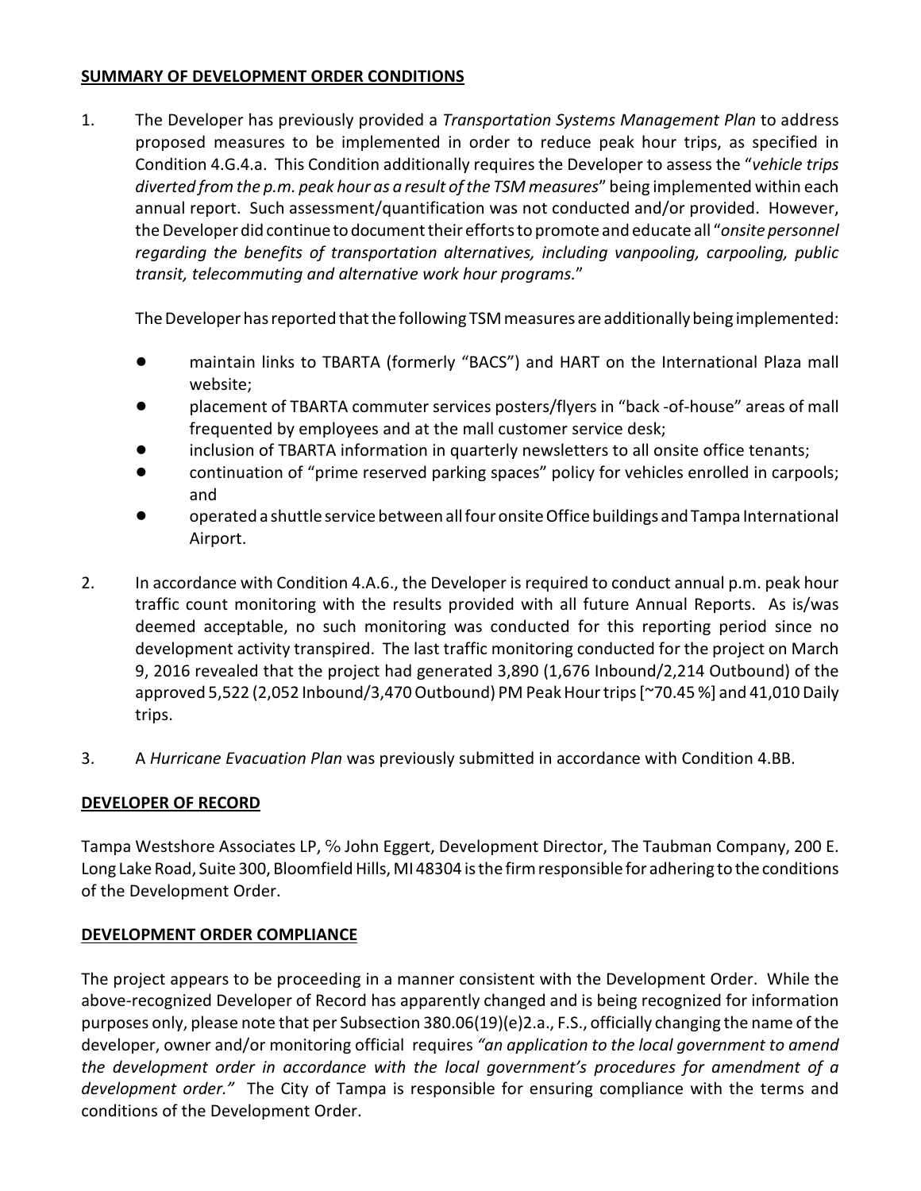**SUMMARY OF DEVELOPMENT ORDER CONDITIONS**

1. The Developer has previously provided a *Transportation Systems Management Plan* to address proposed measures to be implemented in order to reduce peak hour trips, as specified in Condition 4.G.4.a. This Condition additionally requires the Developer to assess the "*vehicle trips diverted from the p.m. peak hour as a result of the TSM measures*" being implemented within each annual report. Such assessment/quantification was not conducted and/or provided. However, the Developer did continue to document their efforts to promote and educate all "*onsite personnel regarding the benefits of transportation alternatives, including vanpooling, carpooling, public transit, telecommuting and alternative work hour programs.*"

   The Developer has reported that the following TSM measures are additionally being implemented:

   - maintain links to TBARTA (formerly "BACS") and HART on the International Plaza mall website;
   - placement of TBARTA commuter services posters/flyers in "back -of-house" areas of mall frequented by employees and at the mall customer service desk;
   - inclusion of TBARTA information in quarterly newsletters to all onsite office tenants;
   - continuation of "prime reserved parking spaces" policy for vehicles enrolled in carpools; and
   - operated a shuttle service between all four onsite Office buildings and Tampa International Airport.

2. In accordance with Condition 4.A.6., the Developer is required to conduct annual p.m. peak hour traffic count monitoring with the results provided with all future Annual Reports. As is/was deemed acceptable, no such monitoring was conducted for this reporting period since no development activity transpired. The last traffic monitoring conducted for the project on March 9, 2016 revealed that the project had generated 3,890 (1,676 Inbound/2,214 Outbound) of the approved 5,522 (2,052 Inbound/3,470 Outbound) PM Peak Hour trips [~70.45 %] and 41,010 Daily trips.

3. A *Hurricane Evacuation Plan* was previously submitted in accordance with Condition 4.BB.

**DEVELOPER OF RECORD**

Tampa Westshore Associates LP, ℅ John Eggert, Development Director, The Taubman Company, 200 E. Long Lake Road, Suite 300, Bloomfield Hills, MI 48304 is the firm responsible for adhering to the conditions of the Development Order.

**DEVELOPMENT ORDER COMPLIANCE**

The project appears to be proceeding in a manner consistent with the Development Order. While the above-recognized Developer of Record has apparently changed and is being recognized for information purposes only, please note that per Subsection 380.06(19)(e)2.a., F.S., officially changing the name of the developer, owner and/or monitoring official requires *"an application to the local government to amend the development order in accordance with the local government's procedures for amendment of a development order."* The City of Tampa is responsible for ensuring compliance with the terms and conditions of the Development Order.